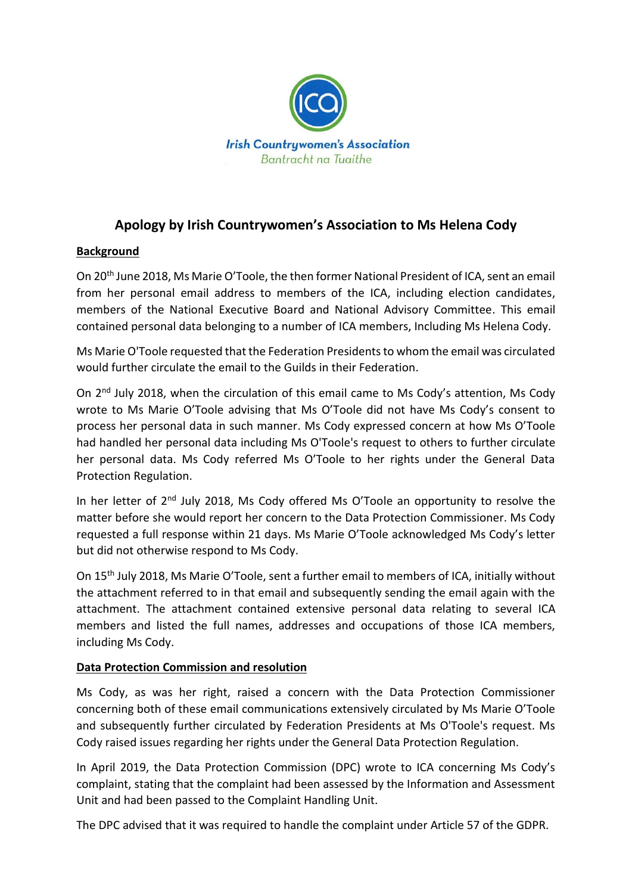Irish Countrywomen's Association

Bantracht na Tuaithe

# Apology by Irish Countrywomen's Association to Ms Helena Cody

**Background**

On 20th June 2018, Ms Marie O'Toole, the then former National President of ICA, sent an email from her personal email address to members of the ICA, including election candidates, members of the National Executive Board and National Advisory Committee. This email contained personal data belonging to a number of ICA members, Including Ms Helena Cody.

Ms Marie O'Toole requested that the Federation Presidents to whom the email was circulated would further circulate the email to the Guilds in their Federation.

On 2nd July 2018, when the circulation of this email came to Ms Cody's attention, Ms Cody wrote to Ms Marie O'Toole advising that Ms O'Toole did not have Ms Cody's consent to process her personal data in such manner. Ms Cody expressed concern at how Ms O'Toole had handled her personal data including Ms O'Toole's request to others to further circulate her personal data. Ms Cody referred Ms O'Toole to her rights under the General Data Protection Regulation.

In her letter of 2nd July 2018, Ms Cody offered Ms O'Toole an opportunity to resolve the matter before she would report her concern to the Data Protection Commissioner. Ms Cody requested a full response within 21 days. Ms Marie O'Toole acknowledged Ms Cody's letter but did not otherwise respond to Ms Cody.

On 15th July 2018, Ms Marie O'Toole, sent a further email to members of ICA, initially without the attachment referred to in that email and subsequently sending the email again with the attachment. The attachment contained extensive personal data relating to several ICA members and listed the full names, addresses and occupations of those ICA members, including Ms Cody.

**Data Protection Commission and resolution**

Ms Cody, as was her right, raised a concern with the Data Protection Commissioner concerning both of these email communications extensively circulated by Ms Marie O'Toole and subsequently further circulated by Federation Presidents at Ms O'Toole's request. Ms Cody raised issues regarding her rights under the General Data Protection Regulation.

In April 2019, the Data Protection Commission (DPC) wrote to ICA concerning Ms Cody's complaint, stating that the complaint had been assessed by the Information and Assessment Unit and had been passed to the Complaint Handling Unit.

The DPC advised that it was required to handle the complaint under Article 57 of the GDPR.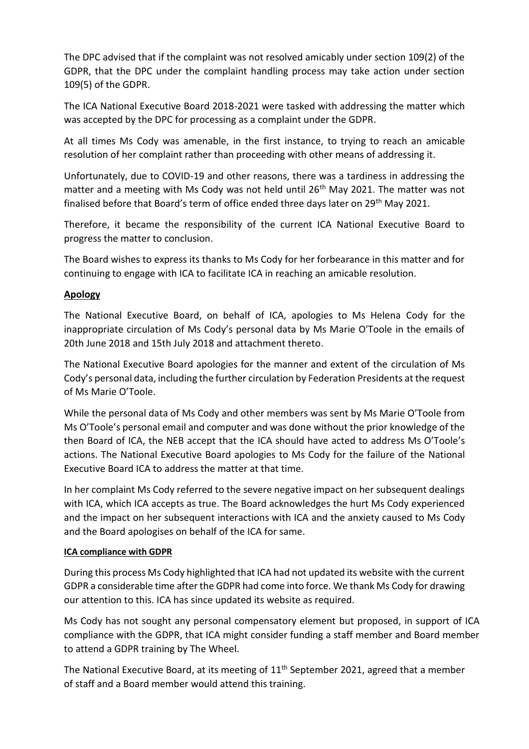The DPC advised that if the complaint was not resolved amicably under section 109(2) of the GDPR, that the DPC under the complaint handling process may take action under section 109(5) of the GDPR.

The ICA National Executive Board 2018-2021 were tasked with addressing the matter which was accepted by the DPC for processing as a complaint under the GDPR.

At all times Ms Cody was amenable, in the first instance, to trying to reach an amicable resolution of her complaint rather than proceeding with other means of addressing it.

Unfortunately, due to COVID-19 and other reasons, there was a tardiness in addressing the matter and a meeting with Ms Cody was not held until 26th May 2021. The matter was not finalised before that Board's term of office ended three days later on 29th May 2021.

Therefore, it became the responsibility of the current ICA National Executive Board to progress the matter to conclusion.

The Board wishes to express its thanks to Ms Cody for her forbearance in this matter and for continuing to engage with ICA to facilitate ICA in reaching an amicable resolution.

## Apology

The National Executive Board, on behalf of ICA, apologies to Ms Helena Cody for the inappropriate circulation of Ms Cody's personal data by Ms Marie O'Toole in the emails of 20th June 2018 and 15th July 2018 and attachment thereto.

The National Executive Board apologies for the manner and extent of the circulation of Ms Cody's personal data, including the further circulation by Federation Presidents at the request of Ms Marie O'Toole.

While the personal data of Ms Cody and other members was sent by Ms Marie O'Toole from Ms O'Toole's personal email and computer and was done without the prior knowledge of the then Board of ICA, the NEB accept that the ICA should have acted to address Ms O'Toole's actions. The National Executive Board apologies to Ms Cody for the failure of the National Executive Board ICA to address the matter at that time.

In her complaint Ms Cody referred to the severe negative impact on her subsequent dealings with ICA, which ICA accepts as true. The Board acknowledges the hurt Ms Cody experienced and the impact on her subsequent interactions with ICA and the anxiety caused to Ms Cody and the Board apologises on behalf of the ICA for same.

### ICA compliance with GDPR

During this process Ms Cody highlighted that ICA had not updated its website with the current GDPR a considerable time after the GDPR had come into force. We thank Ms Cody for drawing our attention to this. ICA has since updated its website as required.

Ms Cody has not sought any personal compensatory element but proposed, in support of ICA compliance with the GDPR, that ICA might consider funding a staff member and Board member to attend a GDPR training by The Wheel.

The National Executive Board, at its meeting of 11th September 2021, agreed that a member of staff and a Board member would attend this training.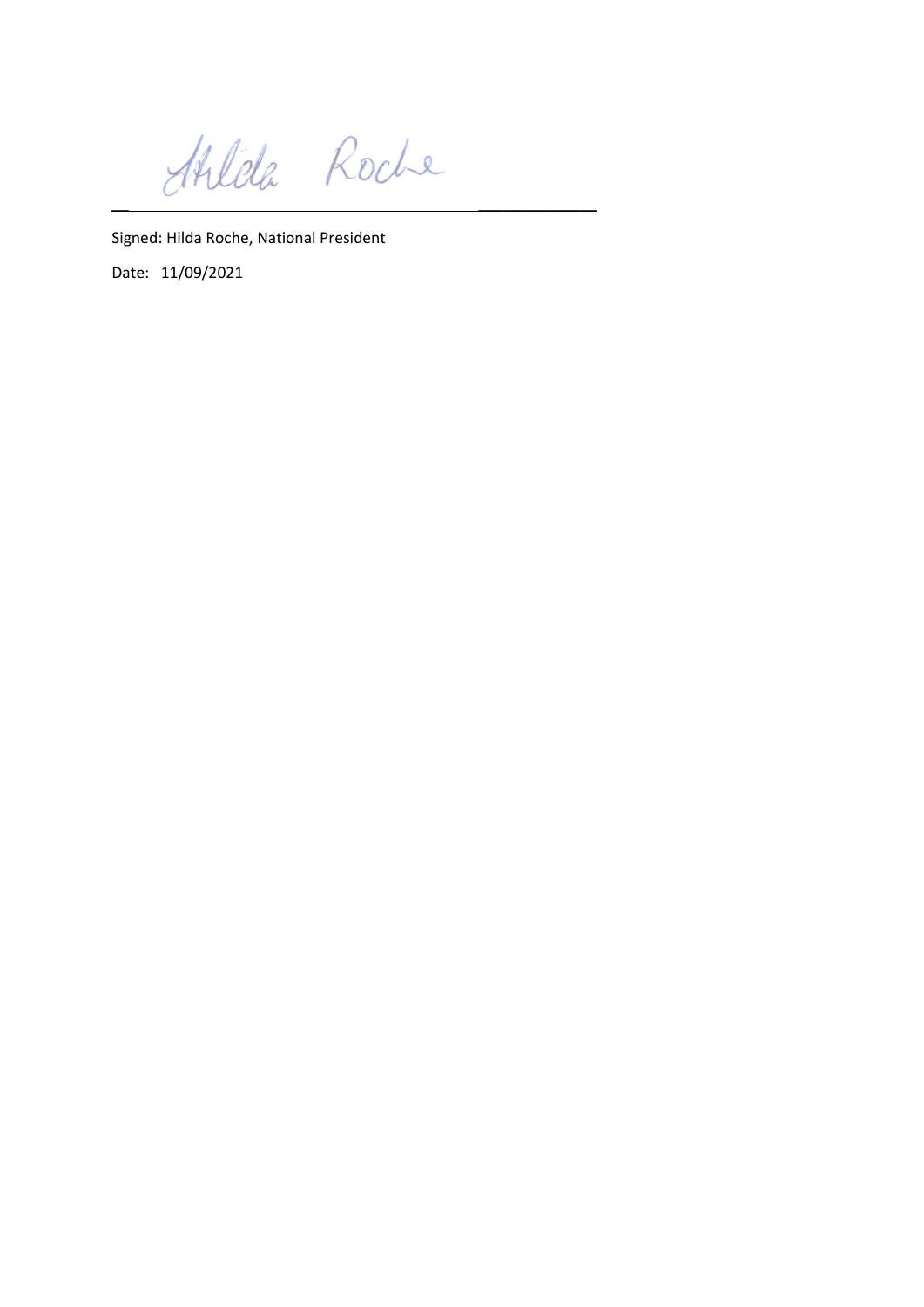Hilda Roche

______________________________________________

Signed: Hilda Roche, National President

Date: 11/09/2021